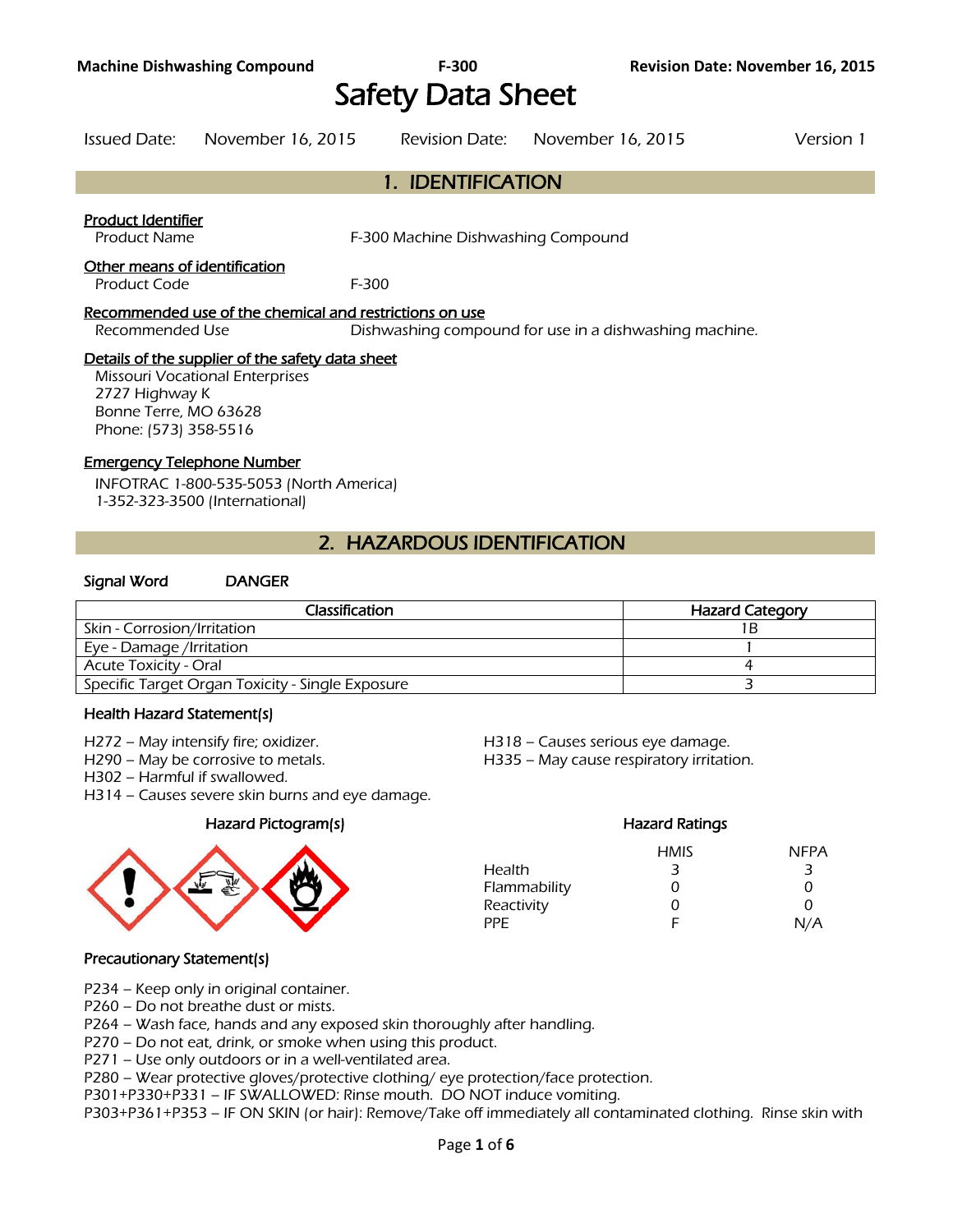# Safety Data Sheet

Issued Date: November 16, 2015 Revision Date: November 16, 2015 Version 1

## 1. IDENTIFICATION

**Product Identifier**

Product Name: F-300 Machine Dishwashing Compound

**Other means of identification**

Product Code: F-300

**Recommended use of the chemical and restrictions on use**

Recommended Use: Dishwashing compound for use in a dishwashing machine.

**Details of the supplier of the safety data sheet**

Missouri Vocational Enterprises
2727 Highway K
Bonne Terre, MO 63628
Phone: (573) 358-5516

**Emergency Telephone Number**

INFOTRAC 1-800-535-5053 (North America)
1-352-323-3500 (International)

## 2. HAZARDOUS IDENTIFICATION

**Signal Word** DANGER

| Classification | Hazard Category |
|---|---|
| Skin - Corrosion/Irritation | 1B |
| Eye - Damage /Irritation | 1 |
| Acute Toxicity - Oral | 4 |
| Specific Target Organ Toxicity - Single Exposure | 3 |

### Health Hazard Statement(s)

H272 – May intensify fire; oxidizer.
H290 – May be corrosive to metals.
H302 – Harmful if swallowed.
H314 – Causes severe skin burns and eye damage.
H318 – Causes serious eye damage.
H335 – May cause respiratory irritation.

### Hazard Pictogram(s)

### Hazard Ratings

| | HMIS | NFPA |
|---|---|---|
| Health | 3 | 3 |
| Flammability | 0 | 0 |
| Reactivity | 0 | 0 |
| PPE | F | N/A |

### Precautionary Statement(s)

P234 – Keep only in original container.
P260 – Do not breathe dust or mists.
P264 – Wash face, hands and any exposed skin thoroughly after handling.
P270 – Do not eat, drink, or smoke when using this product.
P271 – Use only outdoors or in a well-ventilated area.
P280 – Wear protective gloves/protective clothing/ eye protection/face protection.
P301+P330+P331 – IF SWALLOWED: Rinse mouth. DO NOT induce vomiting.
P303+P361+P353 – IF ON SKIN (or hair): Remove/Take off immediately all contaminated clothing. Rinse skin with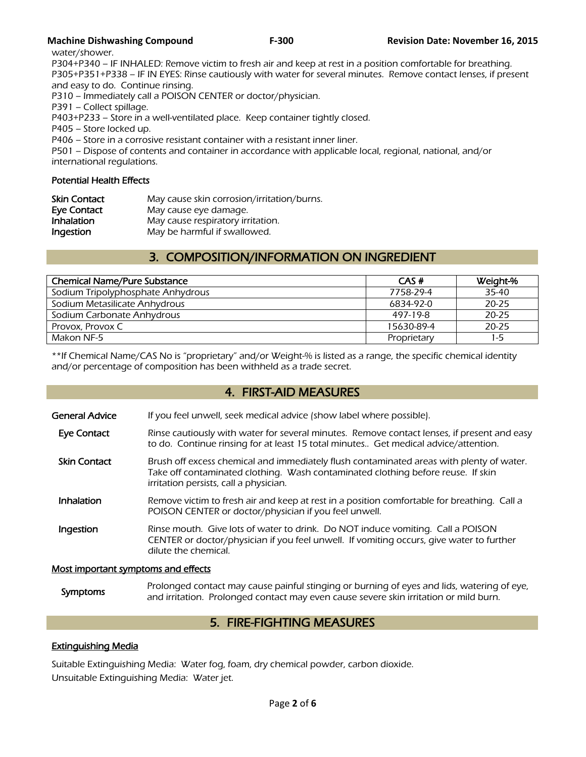water/shower.

P304+P340 – IF INHALED: Remove victim to fresh air and keep at rest in a position comfortable for breathing.
P305+P351+P338 – IF IN EYES: Rinse cautiously with water for several minutes. Remove contact lenses, if present and easy to do. Continue rinsing.
P310 – Immediately call a POISON CENTER or doctor/physician.
P391 – Collect spillage.
P403+P233 – Store in a well-ventilated place. Keep container tightly closed.
P405 – Store locked up.
P406 – Store in a corrosive resistant container with a resistant inner liner.
P501 – Dispose of contents and container in accordance with applicable local, regional, national, and/or international regulations.

**Potential Health Effects**

**Skin Contact** May cause skin corrosion/irritation/burns.
**Eye Contact** May cause eye damage.
**Inhalation** May cause respiratory irritation.
**Ingestion** May be harmful if swallowed.

## 3. COMPOSITION/INFORMATION ON INGREDIENT

| Chemical Name/Pure Substance | CAS # | Weight-% |
|---|---|---|
| Sodium Tripolyphosphate Anhydrous | 7758-29-4 | 35-40 |
| Sodium Metasilicate Anhydrous | 6834-92-0 | 20-25 |
| Sodium Carbonate Anhydrous | 497-19-8 | 20-25 |
| Provox, Provox C | 15630-89-4 | 20-25 |
| Makon NF-5 | Proprietary | 1-5 |

**If Chemical Name/CAS No is "proprietary" and/or Weight-% is listed as a range, the specific chemical identity and/or percentage of composition has been withheld as a trade secret.

## 4. FIRST-AID MEASURES

**General Advice** If you feel unwell, seek medical advice (show label where possible).

**Eye Contact** Rinse cautiously with water for several minutes. Remove contact lenses, if present and easy to do. Continue rinsing for at least 15 total minutes.. Get medical advice/attention.

**Skin Contact** Brush off excess chemical and immediately flush contaminated areas with plenty of water. Take off contaminated clothing. Wash contaminated clothing before reuse. If skin irritation persists, call a physician.

**Inhalation** Remove victim to fresh air and keep at rest in a position comfortable for breathing. Call a POISON CENTER or doctor/physician if you feel unwell.

**Ingestion** Rinse mouth. Give lots of water to drink. Do NOT induce vomiting. Call a POISON CENTER or doctor/physician if you feel unwell. If vomiting occurs, give water to further dilute the chemical.

**Most important symptoms and effects**

**Symptoms** Prolonged contact may cause painful stinging or burning of eyes and lids, watering of eye, and irritation. Prolonged contact may even cause severe skin irritation or mild burn.

## 5. FIRE-FIGHTING MEASURES

**Extinguishing Media**

Suitable Extinguishing Media: Water fog, foam, dry chemical powder, carbon dioxide.
Unsuitable Extinguishing Media: Water jet.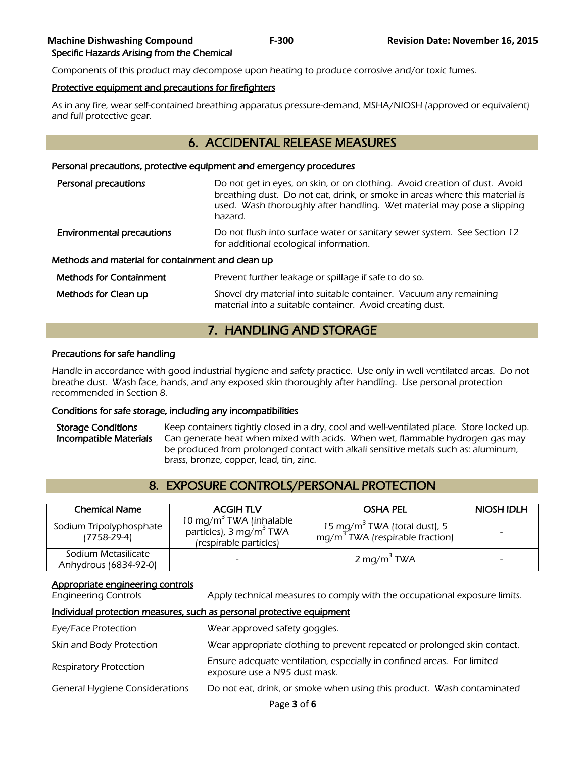Specific Hazards Arising from the Chemical

Components of this product may decompose upon heating to produce corrosive and/or toxic fumes.

Protective equipment and precautions for firefighters

As in any fire, wear self-contained breathing apparatus pressure-demand, MSHA/NIOSH (approved or equivalent) and full protective gear.

## 6. ACCIDENTAL RELEASE MEASURES

Personal precautions, protective equipment and emergency procedures

**Personal precautions** — Do not get in eyes, on skin, or on clothing. Avoid creation of dust. Avoid breathing dust. Do not eat, drink, or smoke in areas where this material is used. Wash thoroughly after handling. Wet material may pose a slipping hazard.

**Environmental precautions** — Do not flush into surface water or sanitary sewer system. See Section 12 for additional ecological information.

Methods and material for containment and clean up

**Methods for Containment** — Prevent further leakage or spillage if safe to do so.

**Methods for Clean up** — Shovel dry material into suitable container. Vacuum any remaining material into a suitable container. Avoid creating dust.

## 7. HANDLING AND STORAGE

Precautions for safe handling

Handle in accordance with good industrial hygiene and safety practice. Use only in well ventilated areas. Do not breathe dust. Wash face, hands, and any exposed skin thoroughly after handling. Use personal protection recommended in Section 8.

Conditions for safe storage, including any incompatibilities

**Storage Conditions** — Keep containers tightly closed in a dry, cool and well-ventilated place. Store locked up.

**Incompatible Materials** — Can generate heat when mixed with acids. When wet, flammable hydrogen gas may be produced from prolonged contact with alkali sensitive metals such as: aluminum, brass, bronze, copper, lead, tin, zinc.

## 8. EXPOSURE CONTROLS/PERSONAL PROTECTION

| Chemical Name | ACGIH TLV | OSHA PEL | NIOSH IDLH |
|---|---|---|---|
| Sodium Tripolyphosphate (7758-29-4) | 10 mg/m$^3$ TWA (inhalable particles), 3 mg/m$^3$ TWA (respirable particles) | 15 mg/m$^3$ TWA (total dust), 5 mg/m$^3$ TWA (respirable fraction) | - |
| Sodium Metasilicate Anhydrous (6834-92-0) | - | 2 mg/m$^3$ TWA | - |

Appropriate engineering controls

Engineering Controls — Apply technical measures to comply with the occupational exposure limits.

Individual protection measures, such as personal protective equipment

Eye/Face Protection — Wear approved safety goggles.

Skin and Body Protection — Wear appropriate clothing to prevent repeated or prolonged skin contact.

Respiratory Protection — Ensure adequate ventilation, especially in confined areas. For limited exposure use a N95 dust mask.

General Hygiene Considerations — Do not eat, drink, or smoke when using this product. Wash contaminated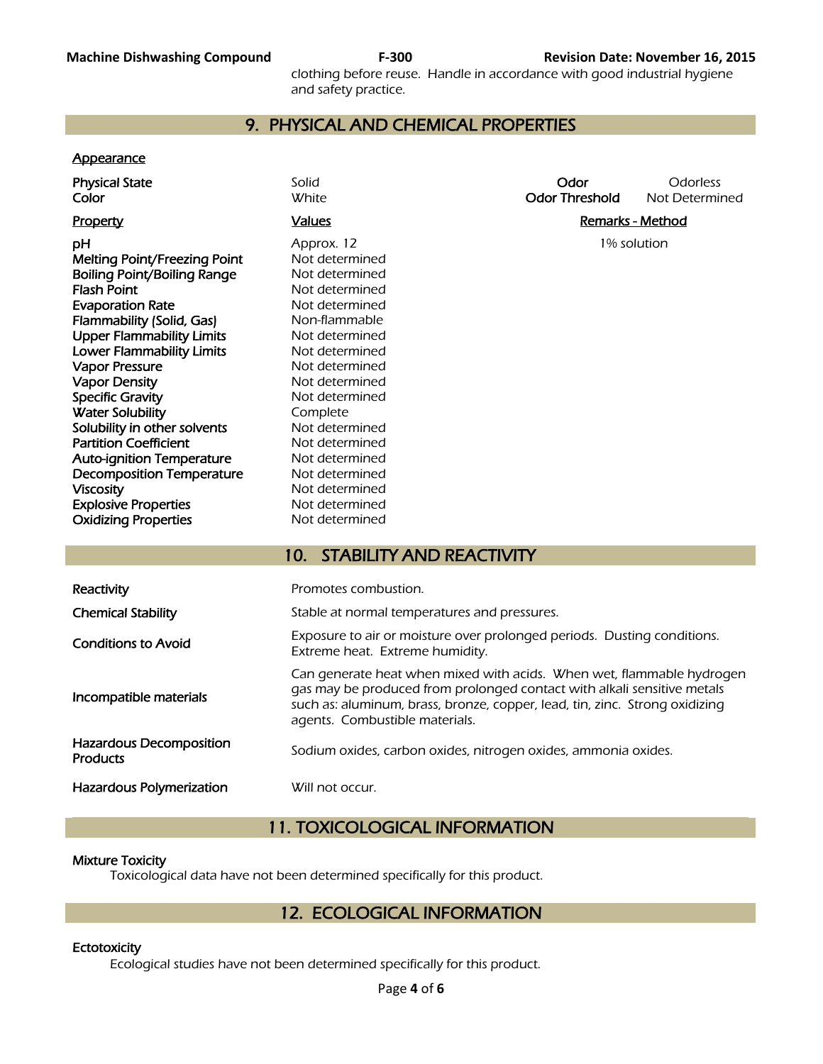clothing before reuse. Handle in accordance with good industrial hygiene and safety practice.

## 9. PHYSICAL AND CHEMICAL PROPERTIES

**Appearance**

| | | | |
|---|---|---|---|
| **Physical State** | Solid | **Odor** | Odorless |
| **Color** | White | **Odor Threshold** | Not Determined |

| Property | Values | Remarks - Method |
|---|---|---|
| **pH** | Approx. 12 | 1% solution |
| **Melting Point/Freezing Point** | Not determined | |
| **Boiling Point/Boiling Range** | Not determined | |
| **Flash Point** | Not determined | |
| **Evaporation Rate** | Not determined | |
| **Flammability (Solid, Gas)** | Non-flammable | |
| **Upper Flammability Limits** | Not determined | |
| **Lower Flammability Limits** | Not determined | |
| **Vapor Pressure** | Not determined | |
| **Vapor Density** | Not determined | |
| **Specific Gravity** | Not determined | |
| **Water Solubility** | Complete | |
| **Solubility in other solvents** | Not determined | |
| **Partition Coefficient** | Not determined | |
| **Auto-ignition Temperature** | Not determined | |
| **Decomposition Temperature** | Not determined | |
| **Viscosity** | Not determined | |
| **Explosive Properties** | Not determined | |
| **Oxidizing Properties** | Not determined | |

## 10. STABILITY AND REACTIVITY

| | |
|---|---|
| **Reactivity** | Promotes combustion. |
| **Chemical Stability** | Stable at normal temperatures and pressures. |
| **Conditions to Avoid** | Exposure to air or moisture over prolonged periods. Dusting conditions. Extreme heat. Extreme humidity. |
| **Incompatible materials** | Can generate heat when mixed with acids. When wet, flammable hydrogen gas may be produced from prolonged contact with alkali sensitive metals such as: aluminum, brass, bronze, copper, lead, tin, zinc. Strong oxidizing agents. Combustible materials. |
| **Hazardous Decomposition Products** | Sodium oxides, carbon oxides, nitrogen oxides, ammonia oxides. |
| **Hazardous Polymerization** | Will not occur. |

## 11. TOXICOLOGICAL INFORMATION

**Mixture Toxicity**

Toxicological data have not been determined specifically for this product.

## 12. ECOLOGICAL INFORMATION

**Ectotoxicity**

Ecological studies have not been determined specifically for this product.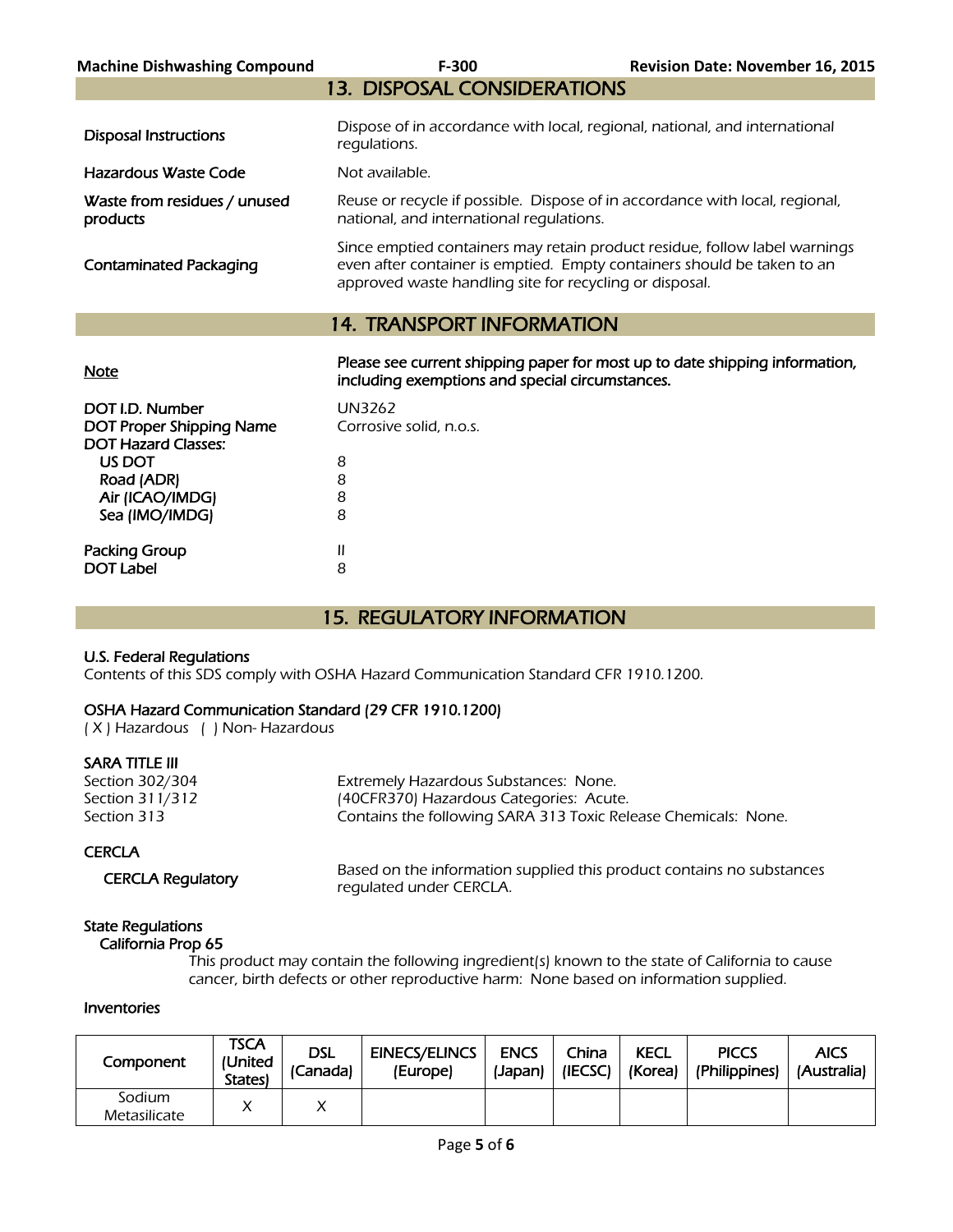## 13. DISPOSAL CONSIDERATIONS

| | |
|---|---|
| Disposal Instructions | Dispose of in accordance with local, regional, national, and international regulations. |
| Hazardous Waste Code | Not available. |
| Waste from residues / unused products | Reuse or recycle if possible. Dispose of in accordance with local, regional, national, and international regulations. |
| Contaminated Packaging | Since emptied containers may retain product residue, follow label warnings even after container is emptied. Empty containers should be taken to an approved waste handling site for recycling or disposal. |

## 14. TRANSPORT INFORMATION

**Note**: **Please see current shipping paper for most up to date shipping information, including exemptions and special circumstances.**

| | |
|---|---|
| DOT I.D. Number | UN3262 |
| DOT Proper Shipping Name | Corrosive solid, n.o.s. |
| DOT Hazard Classes: | |
| US DOT | 8 |
| Road (ADR) | 8 |
| Air (ICAO/IMDG) | 8 |
| Sea (IMO/IMDG) | 8 |
| Packing Group | II |
| DOT Label | 8 |

## 15. REGULATORY INFORMATION

**U.S. Federal Regulations**
Contents of this SDS comply with OSHA Hazard Communication Standard CFR 1910.1200.

**OSHA Hazard Communication Standard (29 CFR 1910.1200)**
( X ) Hazardous ( ) Non- Hazardous

**SARA TITLE III**

| | |
|---|---|
| Section 302/304 | Extremely Hazardous Substances: None. |
| Section 311/312 | (40CFR370) Hazardous Categories: Acute. |
| Section 313 | Contains the following SARA 313 Toxic Release Chemicals: None. |

**CERCLA**

| | |
|---|---|
| CERCLA Regulatory | Based on the information supplied this product contains no substances regulated under CERCLA. |

**State Regulations**

**California Prop 65**

This product may contain the following ingredient(s) known to the state of California to cause cancer, birth defects or other reproductive harm: None based on information supplied.

**Inventories**

| Component | TSCA (United States) | DSL (Canada) | EINECS/ELINCS (Europe) | ENCS (Japan) | China (IECSC) | KECL (Korea) | PICCS (Philippines) | AICS (Australia) |
|---|---|---|---|---|---|---|---|---|
| Sodium Metasilicate | X | X | | | | | | |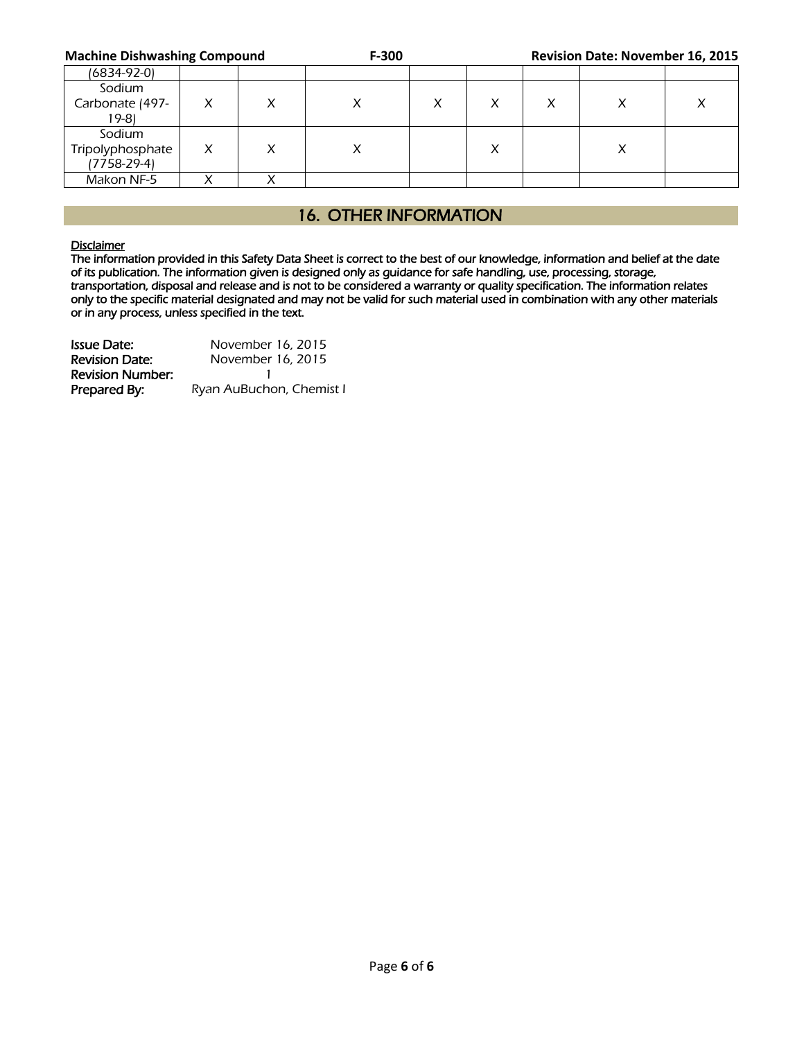| | | | | | | | | |
|---|---|---|---|---|---|---|---|---|
| (6834-92-0) | | | | | | | | |
| Sodium Carbonate (497-19-8) | X | X | X | X | X | X | X | X |
| Sodium Tripolyphosphate (7758-29-4) | X | X | X | | X | | X | |
| Makon NF-5 | X | X | | | | | | |

## 16. OTHER INFORMATION

Disclaimer

The information provided in this Safety Data Sheet is correct to the best of our knowledge, information and belief at the date of its publication. The information given is designed only as guidance for safe handling, use, processing, storage, transportation, disposal and release and is not to be considered a warranty or quality specification. The information relates only to the specific material designated and may not be valid for such material used in combination with any other materials or in any process, unless specified in the text.

**Issue Date:** November 16, 2015
**Revision Date:** November 16, 2015
**Revision Number:** 1
**Prepared By:** Ryan AuBuchon, Chemist I